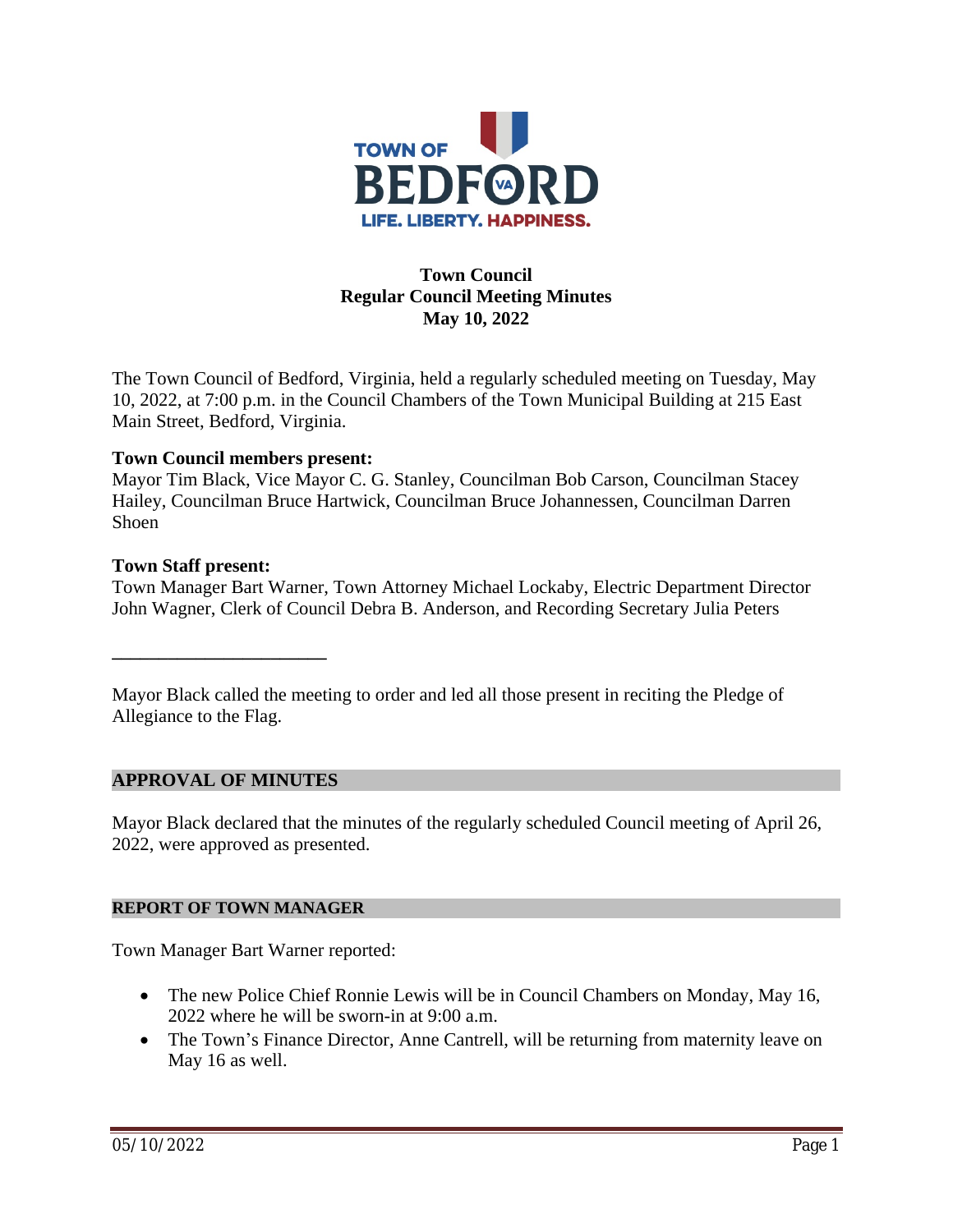TOWN OF BEDFORD VA

LIFE. LIBERTY. HAPPINESS.

# Town Council
## Regular Council Meeting Minutes
## May 10, 2022

The Town Council of Bedford, Virginia, held a regularly scheduled meeting on Tuesday, May 10, 2022, at 7:00 p.m. in the Council Chambers of the Town Municipal Building at 215 East Main Street, Bedford, Virginia.

**Town Council members present:**
Mayor Tim Black, Vice Mayor C. G. Stanley, Councilman Bob Carson, Councilman Stacey Hailey, Councilman Bruce Hartwick, Councilman Bruce Johannessen, Councilman Darren Shoen

**Town Staff present:**
Town Manager Bart Warner, Town Attorney Michael Lockaby, Electric Department Director John Wagner, Clerk of Council Debra B. Anderson, and Recording Secretary Julia Peters

---

Mayor Black called the meeting to order and led all those present in reciting the Pledge of Allegiance to the Flag.

### APPROVAL OF MINUTES

Mayor Black declared that the minutes of the regularly scheduled Council meeting of April 26, 2022, were approved as presented.

### REPORT OF TOWN MANAGER

Town Manager Bart Warner reported:

- The new Police Chief Ronnie Lewis will be in Council Chambers on Monday, May 16, 2022 where he will be sworn-in at 9:00 a.m.
- The Town's Finance Director, Anne Cantrell, will be returning from maternity leave on May 16 as well.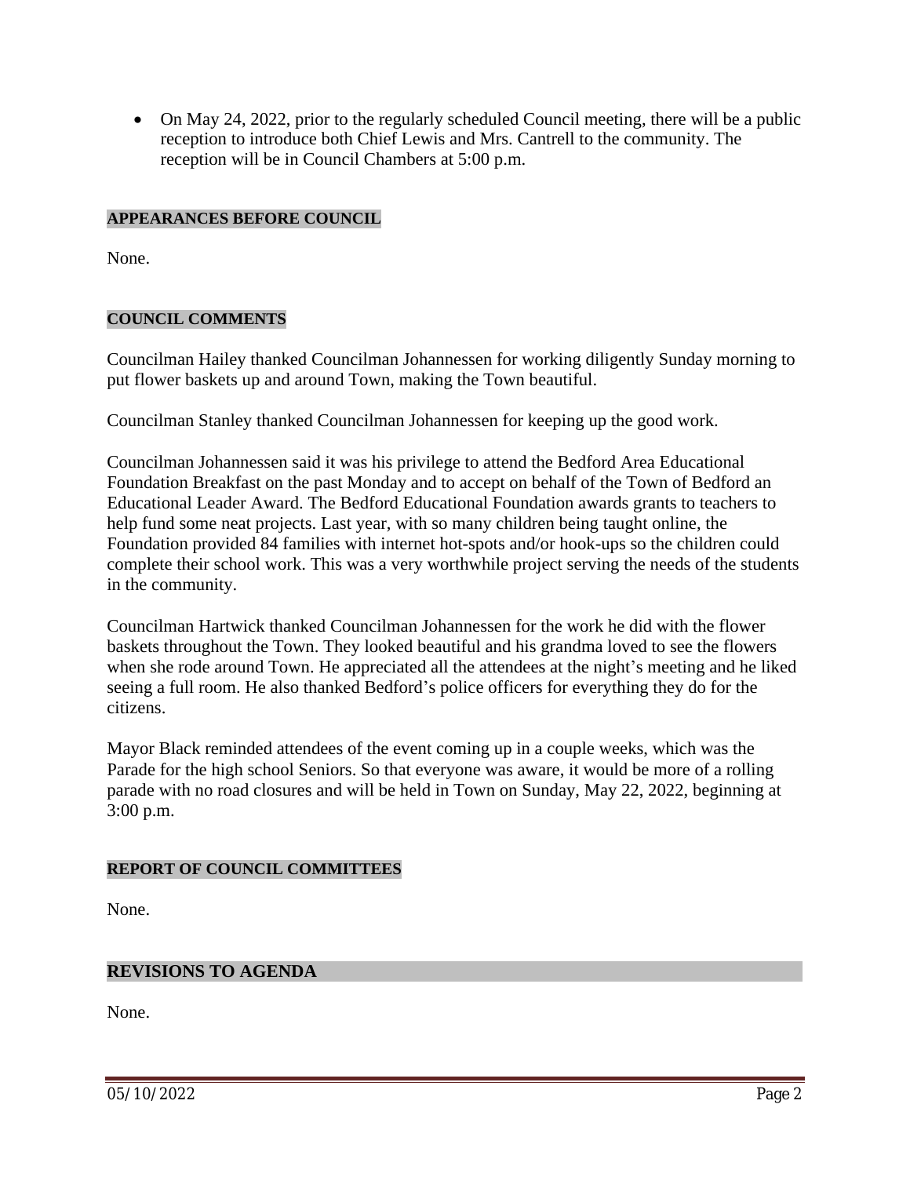- On May 24, 2022, prior to the regularly scheduled Council meeting, there will be a public reception to introduce both Chief Lewis and Mrs. Cantrell to the community. The reception will be in Council Chambers at 5:00 p.m.

## APPEARANCES BEFORE COUNCIL

None.

## COUNCIL COMMENTS

Councilman Hailey thanked Councilman Johannessen for working diligently Sunday morning to put flower baskets up and around Town, making the Town beautiful.

Councilman Stanley thanked Councilman Johannessen for keeping up the good work.

Councilman Johannessen said it was his privilege to attend the Bedford Area Educational Foundation Breakfast on the past Monday and to accept on behalf of the Town of Bedford an Educational Leader Award. The Bedford Educational Foundation awards grants to teachers to help fund some neat projects. Last year, with so many children being taught online, the Foundation provided 84 families with internet hot-spots and/or hook-ups so the children could complete their school work. This was a very worthwhile project serving the needs of the students in the community.

Councilman Hartwick thanked Councilman Johannessen for the work he did with the flower baskets throughout the Town. They looked beautiful and his grandma loved to see the flowers when she rode around Town. He appreciated all the attendees at the night's meeting and he liked seeing a full room. He also thanked Bedford's police officers for everything they do for the citizens.

Mayor Black reminded attendees of the event coming up in a couple weeks, which was the Parade for the high school Seniors. So that everyone was aware, it would be more of a rolling parade with no road closures and will be held in Town on Sunday, May 22, 2022, beginning at 3:00 p.m.

## REPORT OF COUNCIL COMMITTEES

None.

## REVISIONS TO AGENDA

None.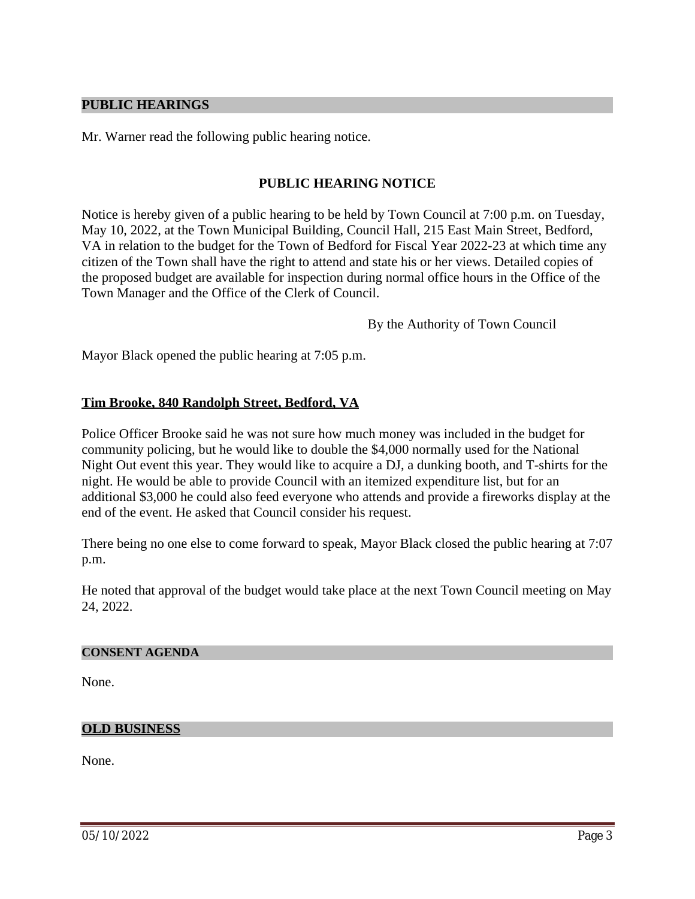## PUBLIC HEARINGS

Mr. Warner read the following public hearing notice.

### PUBLIC HEARING NOTICE

Notice is hereby given of a public hearing to be held by Town Council at 7:00 p.m. on Tuesday, May 10, 2022, at the Town Municipal Building, Council Hall, 215 East Main Street, Bedford, VA in relation to the budget for the Town of Bedford for Fiscal Year 2022-23 at which time any citizen of the Town shall have the right to attend and state his or her views. Detailed copies of the proposed budget are available for inspection during normal office hours in the Office of the Town Manager and the Office of the Clerk of Council.

By the Authority of Town Council

Mayor Black opened the public hearing at 7:05 p.m.

**Tim Brooke, 840 Randolph Street, Bedford, VA**

Police Officer Brooke said he was not sure how much money was included in the budget for community policing, but he would like to double the $4,000 normally used for the National Night Out event this year. They would like to acquire a DJ, a dunking booth, and T-shirts for the night. He would be able to provide Council with an itemized expenditure list, but for an additional $3,000 he could also feed everyone who attends and provide a fireworks display at the end of the event. He asked that Council consider his request.

There being no one else to come forward to speak, Mayor Black closed the public hearing at 7:07 p.m.

He noted that approval of the budget would take place at the next Town Council meeting on May 24, 2022.

## CONSENT AGENDA

None.

## OLD BUSINESS

None.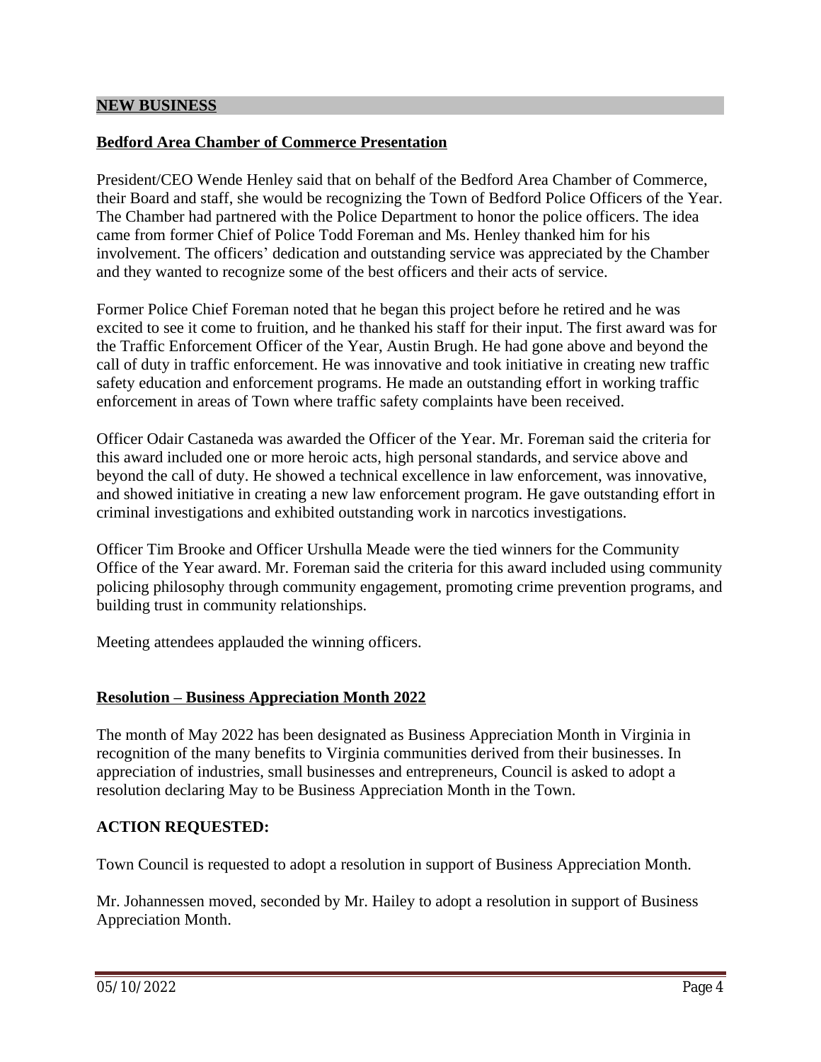## NEW BUSINESS

### Bedford Area Chamber of Commerce Presentation

President/CEO Wende Henley said that on behalf of the Bedford Area Chamber of Commerce, their Board and staff, she would be recognizing the Town of Bedford Police Officers of the Year. The Chamber had partnered with the Police Department to honor the police officers. The idea came from former Chief of Police Todd Foreman and Ms. Henley thanked him for his involvement. The officers' dedication and outstanding service was appreciated by the Chamber and they wanted to recognize some of the best officers and their acts of service.

Former Police Chief Foreman noted that he began this project before he retired and he was excited to see it come to fruition, and he thanked his staff for their input. The first award was for the Traffic Enforcement Officer of the Year, Austin Brugh. He had gone above and beyond the call of duty in traffic enforcement. He was innovative and took initiative in creating new traffic safety education and enforcement programs. He made an outstanding effort in working traffic enforcement in areas of Town where traffic safety complaints have been received.

Officer Odair Castaneda was awarded the Officer of the Year. Mr. Foreman said the criteria for this award included one or more heroic acts, high personal standards, and service above and beyond the call of duty. He showed a technical excellence in law enforcement, was innovative, and showed initiative in creating a new law enforcement program. He gave outstanding effort in criminal investigations and exhibited outstanding work in narcotics investigations.

Officer Tim Brooke and Officer Urshulla Meade were the tied winners for the Community Office of the Year award. Mr. Foreman said the criteria for this award included using community policing philosophy through community engagement, promoting crime prevention programs, and building trust in community relationships.

Meeting attendees applauded the winning officers.

### Resolution – Business Appreciation Month 2022

The month of May 2022 has been designated as Business Appreciation Month in Virginia in recognition of the many benefits to Virginia communities derived from their businesses. In appreciation of industries, small businesses and entrepreneurs, Council is asked to adopt a resolution declaring May to be Business Appreciation Month in the Town.

**ACTION REQUESTED:**

Town Council is requested to adopt a resolution in support of Business Appreciation Month.

Mr. Johannessen moved, seconded by Mr. Hailey to adopt a resolution in support of Business Appreciation Month.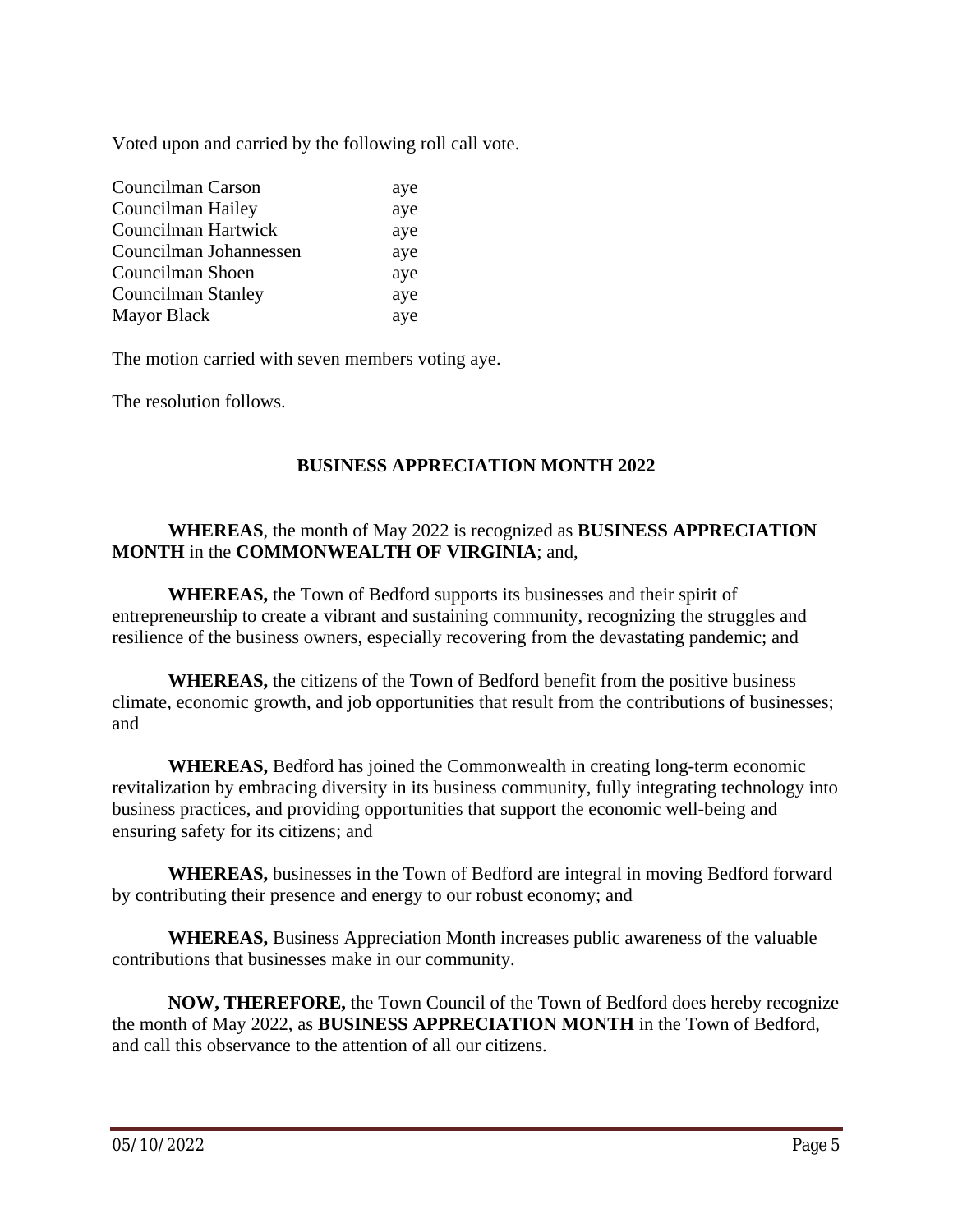Voted upon and carried by the following roll call vote.

| | |
|---|---|
| Councilman Carson | aye |
| Councilman Hailey | aye |
| Councilman Hartwick | aye |
| Councilman Johannessen | aye |
| Councilman Shoen | aye |
| Councilman Stanley | aye |
| Mayor Black | aye |

The motion carried with seven members voting aye.

The resolution follows.

## BUSINESS APPRECIATION MONTH 2022

**WHEREAS**, the month of May 2022 is recognized as **BUSINESS APPRECIATION MONTH** in the **COMMONWEALTH OF VIRGINIA**; and,

**WHEREAS,** the Town of Bedford supports its businesses and their spirit of entrepreneurship to create a vibrant and sustaining community, recognizing the struggles and resilience of the business owners, especially recovering from the devastating pandemic; and

**WHEREAS,** the citizens of the Town of Bedford benefit from the positive business climate, economic growth, and job opportunities that result from the contributions of businesses; and

**WHEREAS,** Bedford has joined the Commonwealth in creating long-term economic revitalization by embracing diversity in its business community, fully integrating technology into business practices, and providing opportunities that support the economic well-being and ensuring safety for its citizens; and

**WHEREAS,** businesses in the Town of Bedford are integral in moving Bedford forward by contributing their presence and energy to our robust economy; and

**WHEREAS,** Business Appreciation Month increases public awareness of the valuable contributions that businesses make in our community.

**NOW, THEREFORE,** the Town Council of the Town of Bedford does hereby recognize the month of May 2022, as **BUSINESS APPRECIATION MONTH** in the Town of Bedford, and call this observance to the attention of all our citizens.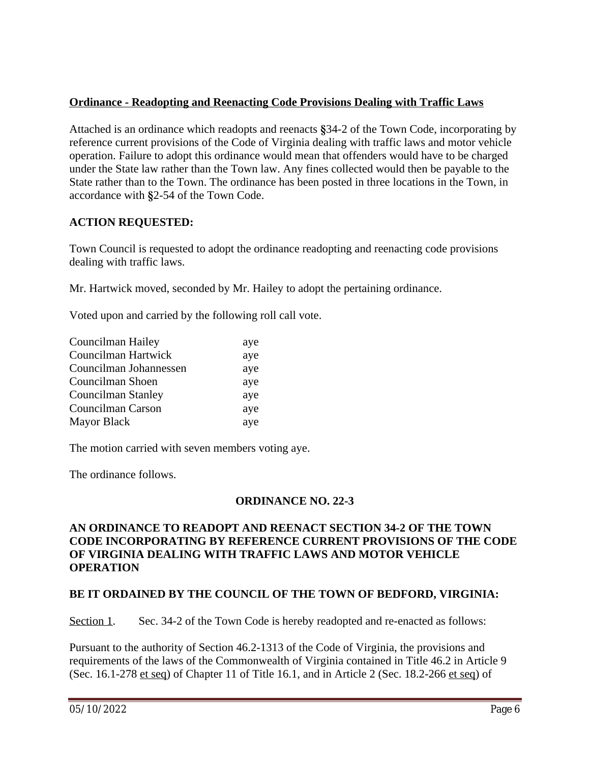**<u>Ordinance - Readopting and Reenacting Code Provisions Dealing with Traffic Laws</u>**

Attached is an ordinance which readopts and reenacts §34-2 of the Town Code, incorporating by reference current provisions of the Code of Virginia dealing with traffic laws and motor vehicle operation. Failure to adopt this ordinance would mean that offenders would have to be charged under the State law rather than the Town law. Any fines collected would then be payable to the State rather than to the Town. The ordinance has been posted in three locations in the Town, in accordance with §2-54 of the Town Code.

**ACTION REQUESTED:**

Town Council is requested to adopt the ordinance readopting and reenacting code provisions dealing with traffic laws.

Mr. Hartwick moved, seconded by Mr. Hailey to adopt the pertaining ordinance.

Voted upon and carried by the following roll call vote.

| | |
|---|---|
| Councilman Hailey | aye |
| Councilman Hartwick | aye |
| Councilman Johannessen | aye |
| Councilman Shoen | aye |
| Councilman Stanley | aye |
| Councilman Carson | aye |
| Mayor Black | aye |

The motion carried with seven members voting aye.

The ordinance follows.

**ORDINANCE NO. 22-3**

**AN ORDINANCE TO READOPT AND REENACT SECTION 34-2 OF THE TOWN CODE INCORPORATING BY REFERENCE CURRENT PROVISIONS OF THE CODE OF VIRGINIA DEALING WITH TRAFFIC LAWS AND MOTOR VEHICLE OPERATION**

**BE IT ORDAINED BY THE COUNCIL OF THE TOWN OF BEDFORD, VIRGINIA:**

<u>Section 1</u>. Sec. 34-2 of the Town Code is hereby readopted and re-enacted as follows:

Pursuant to the authority of Section 46.2-1313 of the Code of Virginia, the provisions and requirements of the laws of the Commonwealth of Virginia contained in Title 46.2 in Article 9 (Sec. 16.1-278 <u>et seq</u>) of Chapter 11 of Title 16.1, and in Article 2 (Sec. 18.2-266 <u>et seq</u>) of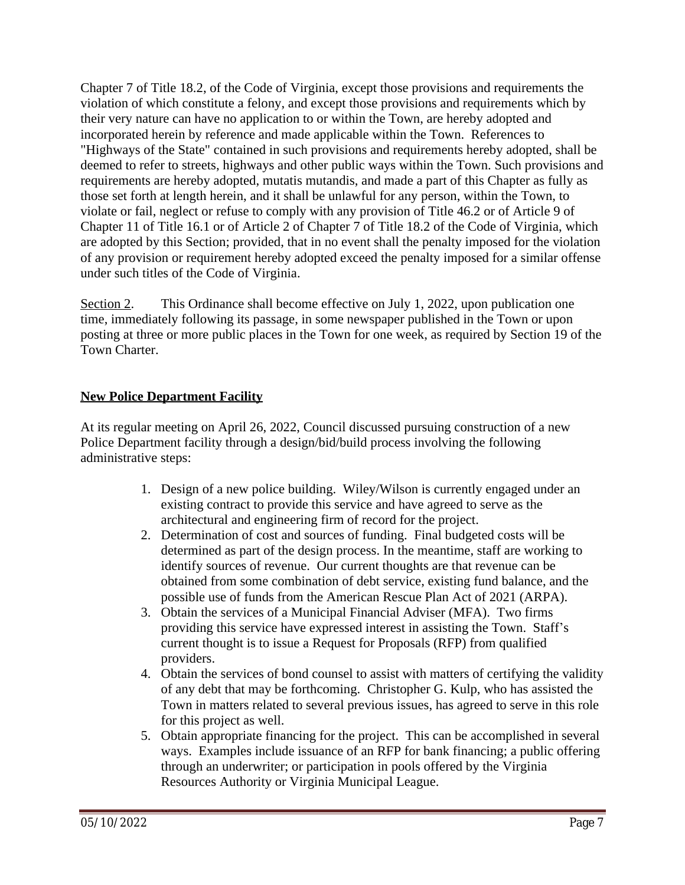Chapter 7 of Title 18.2, of the Code of Virginia, except those provisions and requirements the violation of which constitute a felony, and except those provisions and requirements which by their very nature can have no application to or within the Town, are hereby adopted and incorporated herein by reference and made applicable within the Town. References to "Highways of the State" contained in such provisions and requirements hereby adopted, shall be deemed to refer to streets, highways and other public ways within the Town. Such provisions and requirements are hereby adopted, mutatis mutandis, and made a part of this Chapter as fully as those set forth at length herein, and it shall be unlawful for any person, within the Town, to violate or fail, neglect or refuse to comply with any provision of Title 46.2 or of Article 9 of Chapter 11 of Title 16.1 or of Article 2 of Chapter 7 of Title 18.2 of the Code of Virginia, which are adopted by this Section; provided, that in no event shall the penalty imposed for the violation of any provision or requirement hereby adopted exceed the penalty imposed for a similar offense under such titles of the Code of Virginia.

Section 2. This Ordinance shall become effective on July 1, 2022, upon publication one time, immediately following its passage, in some newspaper published in the Town or upon posting at three or more public places in the Town for one week, as required by Section 19 of the Town Charter.

## New Police Department Facility

At its regular meeting on April 26, 2022, Council discussed pursuing construction of a new Police Department facility through a design/bid/build process involving the following administrative steps:

1. Design of a new police building. Wiley/Wilson is currently engaged under an existing contract to provide this service and have agreed to serve as the architectural and engineering firm of record for the project.
2. Determination of cost and sources of funding. Final budgeted costs will be determined as part of the design process. In the meantime, staff are working to identify sources of revenue. Our current thoughts are that revenue can be obtained from some combination of debt service, existing fund balance, and the possible use of funds from the American Rescue Plan Act of 2021 (ARPA).
3. Obtain the services of a Municipal Financial Adviser (MFA). Two firms providing this service have expressed interest in assisting the Town. Staff's current thought is to issue a Request for Proposals (RFP) from qualified providers.
4. Obtain the services of bond counsel to assist with matters of certifying the validity of any debt that may be forthcoming. Christopher G. Kulp, who has assisted the Town in matters related to several previous issues, has agreed to serve in this role for this project as well.
5. Obtain appropriate financing for the project. This can be accomplished in several ways. Examples include issuance of an RFP for bank financing; a public offering through an underwriter; or participation in pools offered by the Virginia Resources Authority or Virginia Municipal League.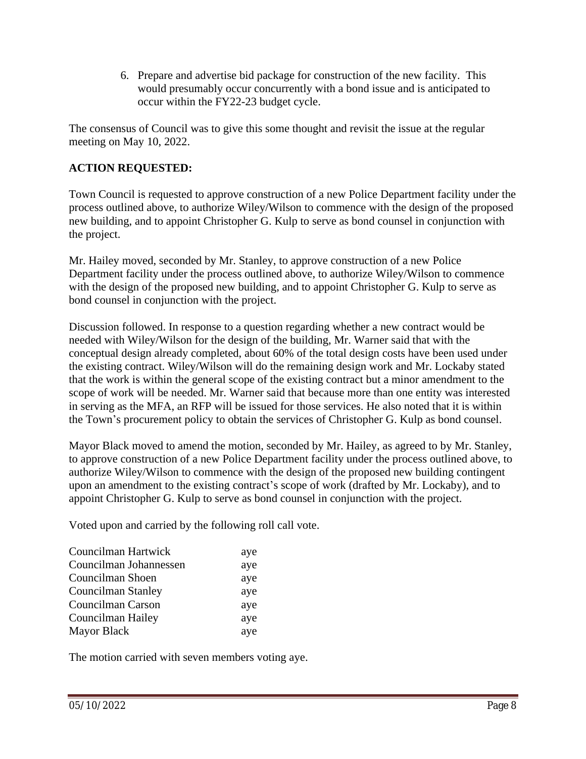6. Prepare and advertise bid package for construction of the new facility. This would presumably occur concurrently with a bond issue and is anticipated to occur within the FY22-23 budget cycle.

The consensus of Council was to give this some thought and revisit the issue at the regular meeting on May 10, 2022.

**ACTION REQUESTED:**

Town Council is requested to approve construction of a new Police Department facility under the process outlined above, to authorize Wiley/Wilson to commence with the design of the proposed new building, and to appoint Christopher G. Kulp to serve as bond counsel in conjunction with the project.

Mr. Hailey moved, seconded by Mr. Stanley, to approve construction of a new Police Department facility under the process outlined above, to authorize Wiley/Wilson to commence with the design of the proposed new building, and to appoint Christopher G. Kulp to serve as bond counsel in conjunction with the project.

Discussion followed. In response to a question regarding whether a new contract would be needed with Wiley/Wilson for the design of the building, Mr. Warner said that with the conceptual design already completed, about 60% of the total design costs have been used under the existing contract. Wiley/Wilson will do the remaining design work and Mr. Lockaby stated that the work is within the general scope of the existing contract but a minor amendment to the scope of work will be needed. Mr. Warner said that because more than one entity was interested in serving as the MFA, an RFP will be issued for those services. He also noted that it is within the Town's procurement policy to obtain the services of Christopher G. Kulp as bond counsel.

Mayor Black moved to amend the motion, seconded by Mr. Hailey, as agreed to by Mr. Stanley, to approve construction of a new Police Department facility under the process outlined above, to authorize Wiley/Wilson to commence with the design of the proposed new building contingent upon an amendment to the existing contract's scope of work (drafted by Mr. Lockaby), and to appoint Christopher G. Kulp to serve as bond counsel in conjunction with the project.

Voted upon and carried by the following roll call vote.

| | |
|---|---|
| Councilman Hartwick | aye |
| Councilman Johannessen | aye |
| Councilman Shoen | aye |
| Councilman Stanley | aye |
| Councilman Carson | aye |
| Councilman Hailey | aye |
| Mayor Black | aye |

The motion carried with seven members voting aye.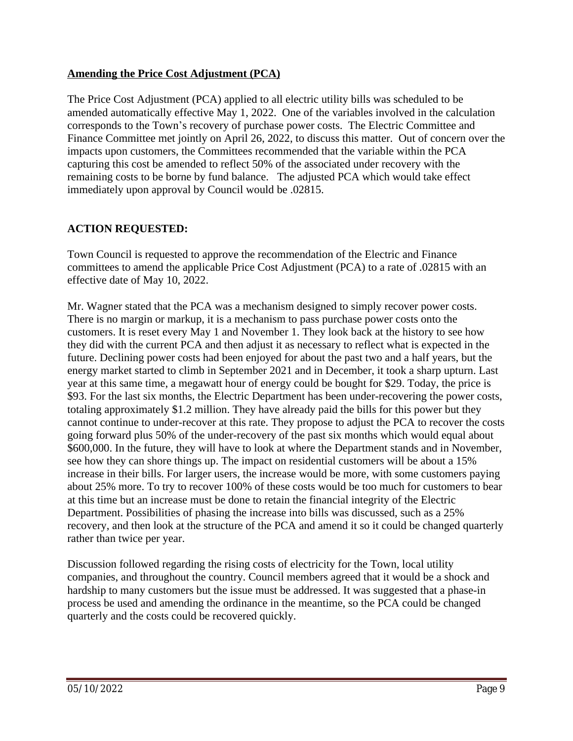**Amending the Price Cost Adjustment (PCA)**

The Price Cost Adjustment (PCA) applied to all electric utility bills was scheduled to be amended automatically effective May 1, 2022. One of the variables involved in the calculation corresponds to the Town's recovery of purchase power costs. The Electric Committee and Finance Committee met jointly on April 26, 2022, to discuss this matter. Out of concern over the impacts upon customers, the Committees recommended that the variable within the PCA capturing this cost be amended to reflect 50% of the associated under recovery with the remaining costs to be borne by fund balance. The adjusted PCA which would take effect immediately upon approval by Council would be .02815.

**ACTION REQUESTED:**

Town Council is requested to approve the recommendation of the Electric and Finance committees to amend the applicable Price Cost Adjustment (PCA) to a rate of .02815 with an effective date of May 10, 2022.

Mr. Wagner stated that the PCA was a mechanism designed to simply recover power costs. There is no margin or markup, it is a mechanism to pass purchase power costs onto the customers. It is reset every May 1 and November 1. They look back at the history to see how they did with the current PCA and then adjust it as necessary to reflect what is expected in the future. Declining power costs had been enjoyed for about the past two and a half years, but the energy market started to climb in September 2021 and in December, it took a sharp upturn. Last year at this same time, a megawatt hour of energy could be bought for $29. Today, the price is $93. For the last six months, the Electric Department has been under-recovering the power costs, totaling approximately $1.2 million. They have already paid the bills for this power but they cannot continue to under-recover at this rate. They propose to adjust the PCA to recover the costs going forward plus 50% of the under-recovery of the past six months which would equal about $600,000. In the future, they will have to look at where the Department stands and in November, see how they can shore things up. The impact on residential customers will be about a 15% increase in their bills. For larger users, the increase would be more, with some customers paying about 25% more. To try to recover 100% of these costs would be too much for customers to bear at this time but an increase must be done to retain the financial integrity of the Electric Department. Possibilities of phasing the increase into bills was discussed, such as a 25% recovery, and then look at the structure of the PCA and amend it so it could be changed quarterly rather than twice per year.

Discussion followed regarding the rising costs of electricity for the Town, local utility companies, and throughout the country. Council members agreed that it would be a shock and hardship to many customers but the issue must be addressed. It was suggested that a phase-in process be used and amending the ordinance in the meantime, so the PCA could be changed quarterly and the costs could be recovered quickly.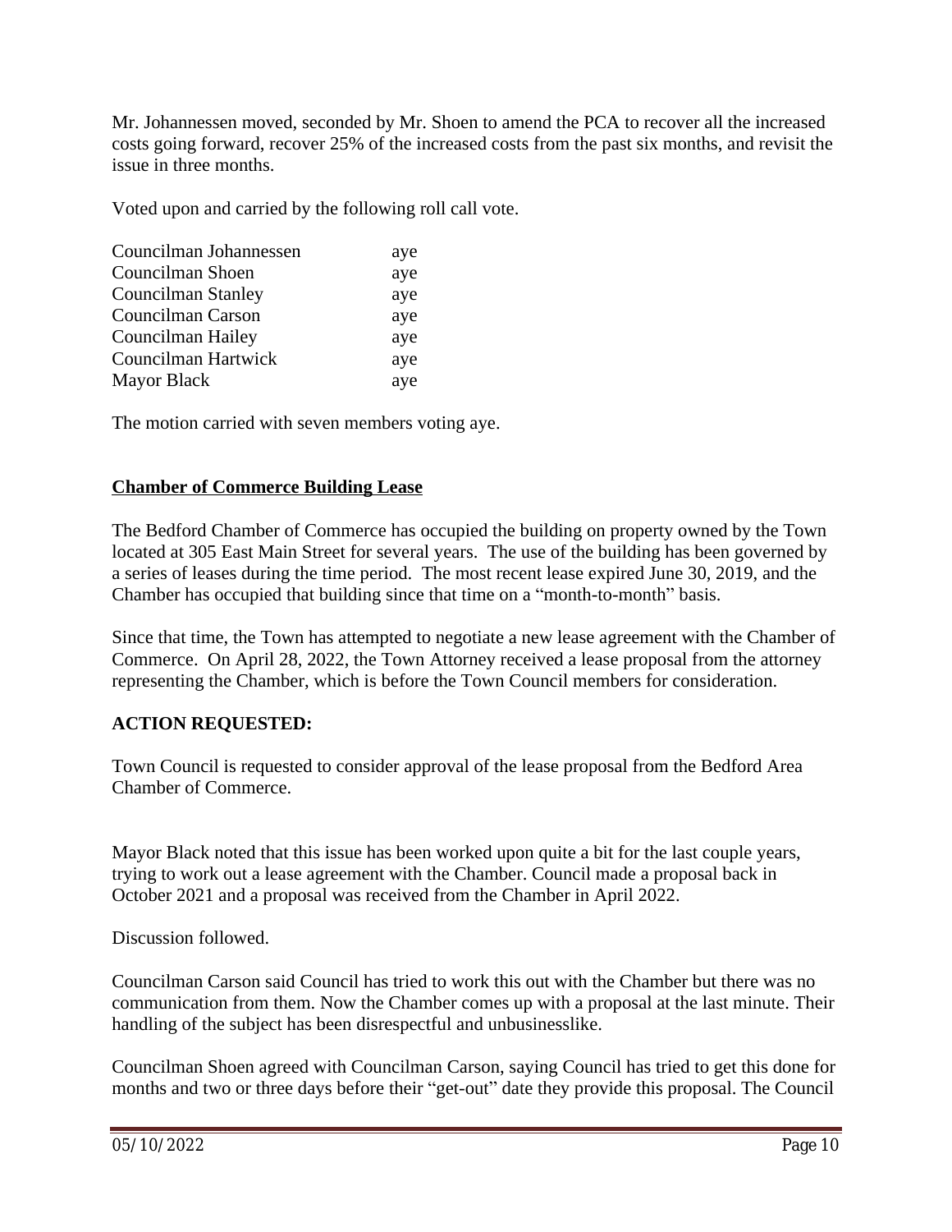Mr. Johannessen moved, seconded by Mr. Shoen to amend the PCA to recover all the increased costs going forward, recover 25% of the increased costs from the past six months, and revisit the issue in three months.

Voted upon and carried by the following roll call vote.

| | |
|---|---|
| Councilman Johannessen | aye |
| Councilman Shoen | aye |
| Councilman Stanley | aye |
| Councilman Carson | aye |
| Councilman Hailey | aye |
| Councilman Hartwick | aye |
| Mayor Black | aye |

The motion carried with seven members voting aye.

**Chamber of Commerce Building Lease**

The Bedford Chamber of Commerce has occupied the building on property owned by the Town located at 305 East Main Street for several years. The use of the building has been governed by a series of leases during the time period. The most recent lease expired June 30, 2019, and the Chamber has occupied that building since that time on a "month-to-month" basis.

Since that time, the Town has attempted to negotiate a new lease agreement with the Chamber of Commerce. On April 28, 2022, the Town Attorney received a lease proposal from the attorney representing the Chamber, which is before the Town Council members for consideration.

**ACTION REQUESTED:**

Town Council is requested to consider approval of the lease proposal from the Bedford Area Chamber of Commerce.

Mayor Black noted that this issue has been worked upon quite a bit for the last couple years, trying to work out a lease agreement with the Chamber. Council made a proposal back in October 2021 and a proposal was received from the Chamber in April 2022.

Discussion followed.

Councilman Carson said Council has tried to work this out with the Chamber but there was no communication from them. Now the Chamber comes up with a proposal at the last minute. Their handling of the subject has been disrespectful and unbusinesslike.

Councilman Shoen agreed with Councilman Carson, saying Council has tried to get this done for months and two or three days before their "get-out" date they provide this proposal. The Council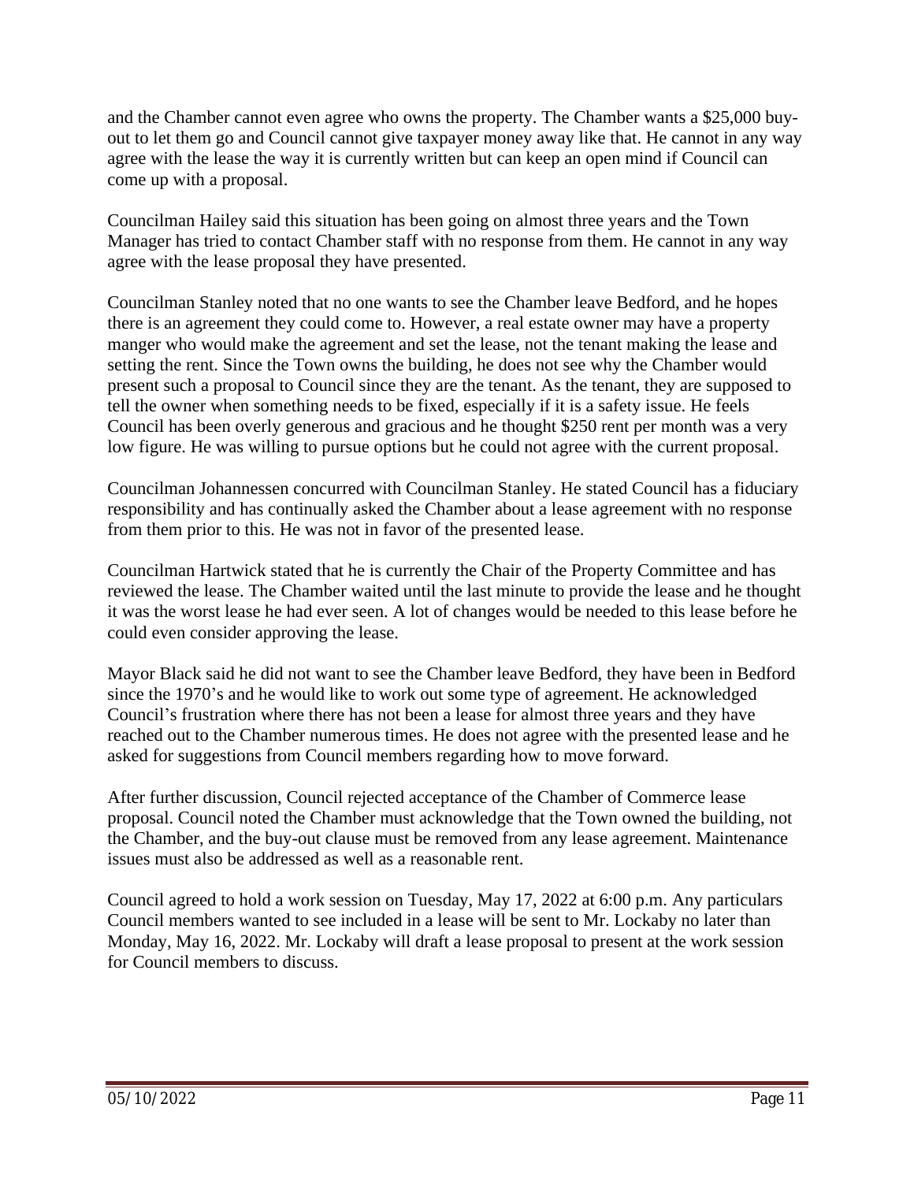and the Chamber cannot even agree who owns the property. The Chamber wants a $25,000 buy-out to let them go and Council cannot give taxpayer money away like that. He cannot in any way agree with the lease the way it is currently written but can keep an open mind if Council can come up with a proposal.

Councilman Hailey said this situation has been going on almost three years and the Town Manager has tried to contact Chamber staff with no response from them. He cannot in any way agree with the lease proposal they have presented.

Councilman Stanley noted that no one wants to see the Chamber leave Bedford, and he hopes there is an agreement they could come to. However, a real estate owner may have a property manger who would make the agreement and set the lease, not the tenant making the lease and setting the rent. Since the Town owns the building, he does not see why the Chamber would present such a proposal to Council since they are the tenant. As the tenant, they are supposed to tell the owner when something needs to be fixed, especially if it is a safety issue. He feels Council has been overly generous and gracious and he thought $250 rent per month was a very low figure. He was willing to pursue options but he could not agree with the current proposal.

Councilman Johannessen concurred with Councilman Stanley. He stated Council has a fiduciary responsibility and has continually asked the Chamber about a lease agreement with no response from them prior to this. He was not in favor of the presented lease.

Councilman Hartwick stated that he is currently the Chair of the Property Committee and has reviewed the lease. The Chamber waited until the last minute to provide the lease and he thought it was the worst lease he had ever seen. A lot of changes would be needed to this lease before he could even consider approving the lease.

Mayor Black said he did not want to see the Chamber leave Bedford, they have been in Bedford since the 1970's and he would like to work out some type of agreement. He acknowledged Council's frustration where there has not been a lease for almost three years and they have reached out to the Chamber numerous times. He does not agree with the presented lease and he asked for suggestions from Council members regarding how to move forward.

After further discussion, Council rejected acceptance of the Chamber of Commerce lease proposal. Council noted the Chamber must acknowledge that the Town owned the building, not the Chamber, and the buy-out clause must be removed from any lease agreement. Maintenance issues must also be addressed as well as a reasonable rent.

Council agreed to hold a work session on Tuesday, May 17, 2022 at 6:00 p.m. Any particulars Council members wanted to see included in a lease will be sent to Mr. Lockaby no later than Monday, May 16, 2022. Mr. Lockaby will draft a lease proposal to present at the work session for Council members to discuss.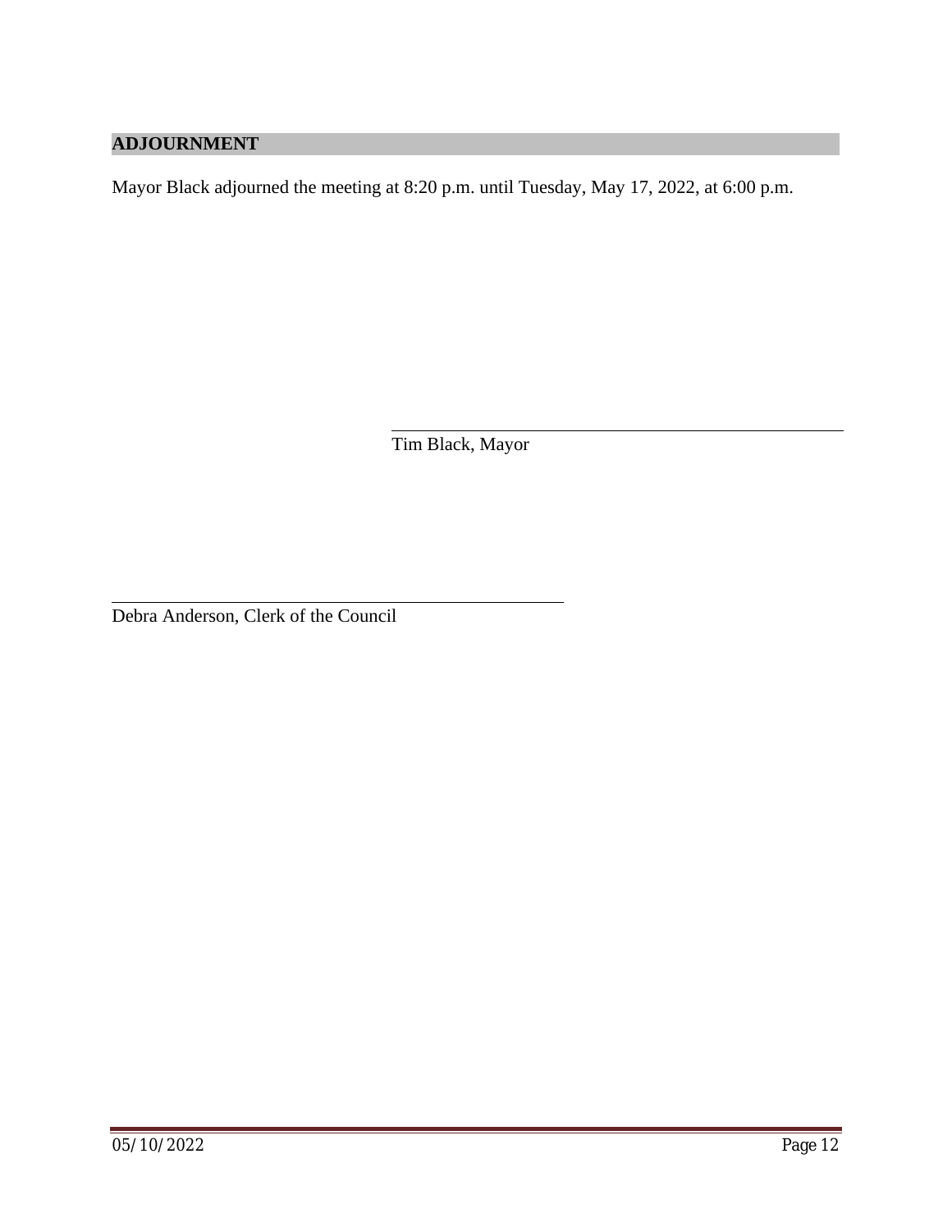## ADJOURNMENT

Mayor Black adjourned the meeting at 8:20 p.m. until Tuesday, May 17, 2022, at 6:00 p.m.

Tim Black, Mayor

Debra Anderson, Clerk of the Council